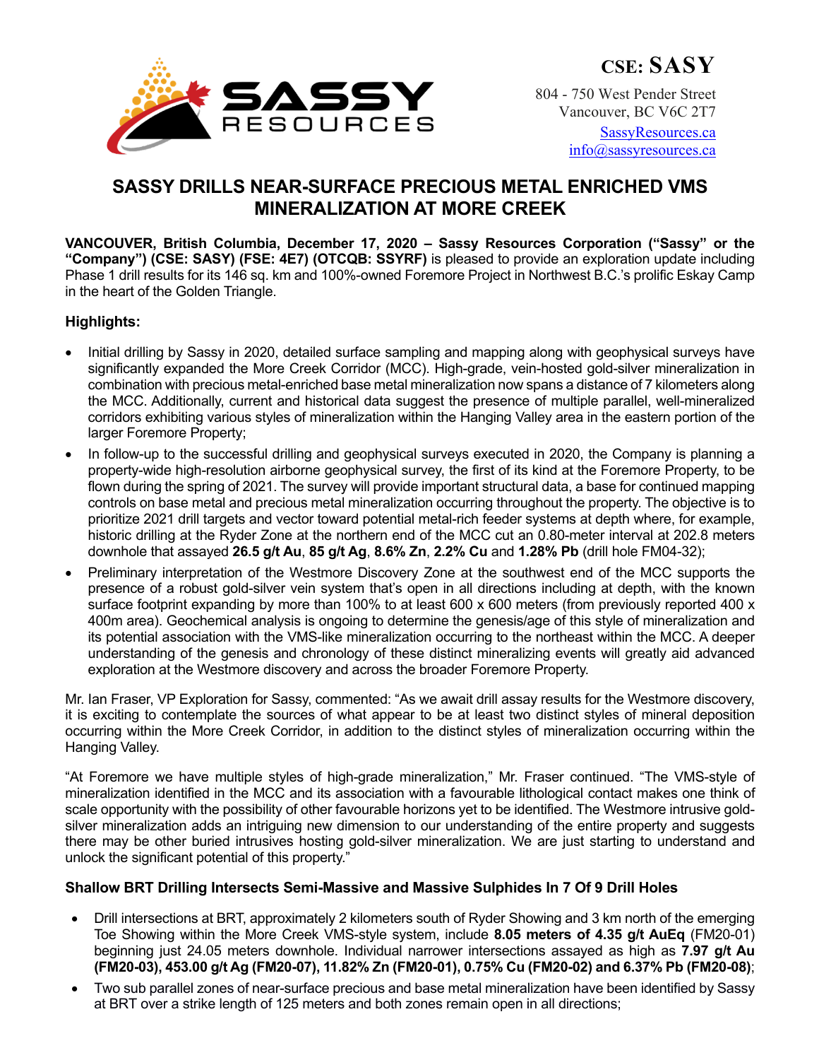CSE: SASY

804 - 750 West Pender Street
Vancouver, BC V6C 2T7
SassyResources.ca
info@sassyresources.ca

# SASSY DRILLS NEAR-SURFACE PRECIOUS METAL ENRICHED VMS MINERALIZATION AT MORE CREEK

**VANCOUVER, British Columbia, December 17, 2020 – Sassy Resources Corporation ("Sassy" or the "Company") (CSE: SASY) (FSE: 4E7) (OTCQB: SSYRF)** is pleased to provide an exploration update including Phase 1 drill results for its 146 sq. km and 100%-owned Foremore Project in Northwest B.C.'s prolific Eskay Camp in the heart of the Golden Triangle.

## Highlights:

- Initial drilling by Sassy in 2020, detailed surface sampling and mapping along with geophysical surveys have significantly expanded the More Creek Corridor (MCC). High-grade, vein-hosted gold-silver mineralization in combination with precious metal-enriched base metal mineralization now spans a distance of 7 kilometers along the MCC. Additionally, current and historical data suggest the presence of multiple parallel, well-mineralized corridors exhibiting various styles of mineralization within the Hanging Valley area in the eastern portion of the larger Foremore Property;
- In follow-up to the successful drilling and geophysical surveys executed in 2020, the Company is planning a property-wide high-resolution airborne geophysical survey, the first of its kind at the Foremore Property, to be flown during the spring of 2021. The survey will provide important structural data, a base for continued mapping controls on base metal and precious metal mineralization occurring throughout the property. The objective is to prioritize 2021 drill targets and vector toward potential metal-rich feeder systems at depth where, for example, historic drilling at the Ryder Zone at the northern end of the MCC cut an 0.80-meter interval at 202.8 meters downhole that assayed **26.5 g/t Au**, **85 g/t Ag**, **8.6% Zn**, **2.2% Cu** and **1.28% Pb** (drill hole FM04-32);
- Preliminary interpretation of the Westmore Discovery Zone at the southwest end of the MCC supports the presence of a robust gold-silver vein system that's open in all directions including at depth, with the known surface footprint expanding by more than 100% to at least 600 x 600 meters (from previously reported 400 x 400m area). Geochemical analysis is ongoing to determine the genesis/age of this style of mineralization and its potential association with the VMS-like mineralization occurring to the northeast within the MCC. A deeper understanding of the genesis and chronology of these distinct mineralizing events will greatly aid advanced exploration at the Westmore discovery and across the broader Foremore Property.

Mr. Ian Fraser, VP Exploration for Sassy, commented: "As we await drill assay results for the Westmore discovery, it is exciting to contemplate the sources of what appear to be at least two distinct styles of mineral deposition occurring within the More Creek Corridor, in addition to the distinct styles of mineralization occurring within the Hanging Valley.

"At Foremore we have multiple styles of high-grade mineralization," Mr. Fraser continued. "The VMS-style of mineralization identified in the MCC and its association with a favourable lithological contact makes one think of scale opportunity with the possibility of other favourable horizons yet to be identified. The Westmore intrusive gold-silver mineralization adds an intriguing new dimension to our understanding of the entire property and suggests there may be other buried intrusives hosting gold-silver mineralization. We are just starting to understand and unlock the significant potential of this property."

### Shallow BRT Drilling Intersects Semi-Massive and Massive Sulphides In 7 Of 9 Drill Holes

- Drill intersections at BRT, approximately 2 kilometers south of Ryder Showing and 3 km north of the emerging Toe Showing within the More Creek VMS-style system, include **8.05 meters of 4.35 g/t AuEq** (FM20-01) beginning just 24.05 meters downhole. Individual narrower intersections assayed as high as **7.97 g/t Au (FM20-03), 453.00 g/t Ag (FM20-07), 11.82% Zn (FM20-01), 0.75% Cu (FM20-02) and 6.37% Pb (FM20-08)**;
- Two sub parallel zones of near-surface precious and base metal mineralization have been identified by Sassy at BRT over a strike length of 125 meters and both zones remain open in all directions;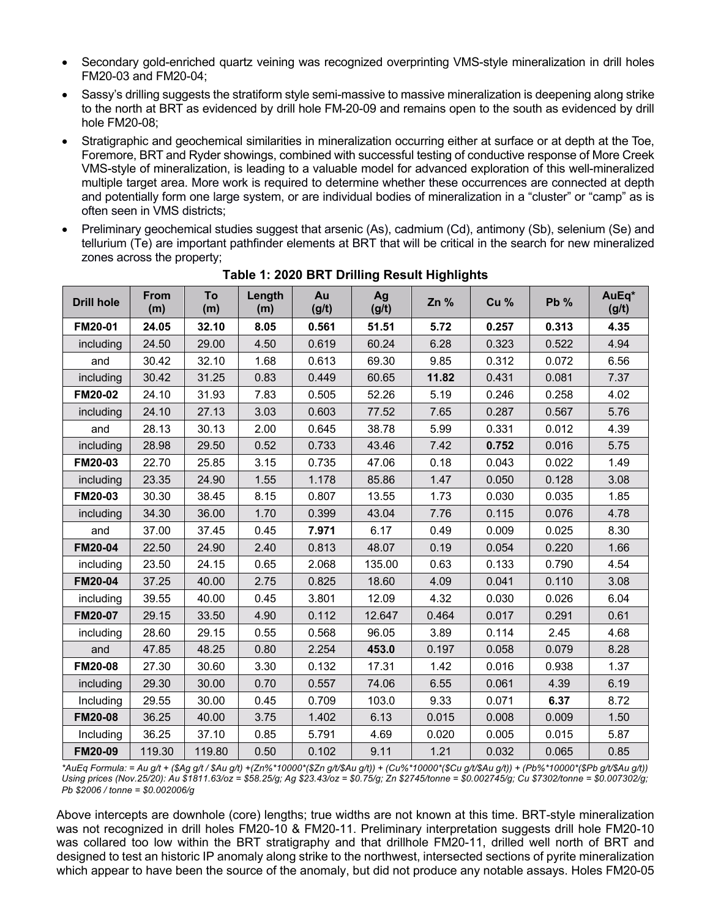- Secondary gold-enriched quartz veining was recognized overprinting VMS-style mineralization in drill holes FM20-03 and FM20-04;
- Sassy's drilling suggests the stratiform style semi-massive to massive mineralization is deepening along strike to the north at BRT as evidenced by drill hole FM-20-09 and remains open to the south as evidenced by drill hole FM20-08;
- Stratigraphic and geochemical similarities in mineralization occurring either at surface or at depth at the Toe, Foremore, BRT and Ryder showings, combined with successful testing of conductive response of More Creek VMS-style of mineralization, is leading to a valuable model for advanced exploration of this well-mineralized multiple target area. More work is required to determine whether these occurrences are connected at depth and potentially form one large system, or are individual bodies of mineralization in a "cluster" or "camp" as is often seen in VMS districts;
- Preliminary geochemical studies suggest that arsenic (As), cadmium (Cd), antimony (Sb), selenium (Se) and tellurium (Te) are important pathfinder elements at BRT that will be critical in the search for new mineralized zones across the property;

**Table 1: 2020 BRT Drilling Result Highlights**

| Drill hole | From (m) | To (m) | Length (m) | Au (g/t) | Ag (g/t) | Zn % | Cu % | Pb % | AuEq* (g/t) |
|---|---|---|---|---|---|---|---|---|---|
| **FM20-01** | **24.05** | **32.10** | **8.05** | **0.561** | **51.51** | **5.72** | **0.257** | **0.313** | **4.35** |
| including | 24.50 | 29.00 | 4.50 | 0.619 | 60.24 | 6.28 | 0.323 | 0.522 | 4.94 |
| and | 30.42 | 32.10 | 1.68 | 0.613 | 69.30 | 9.85 | 0.312 | 0.072 | 6.56 |
| including | 30.42 | 31.25 | 0.83 | 0.449 | 60.65 | **11.82** | 0.431 | 0.081 | 7.37 |
| **FM20-02** | 24.10 | 31.93 | 7.83 | 0.505 | 52.26 | 5.19 | 0.246 | 0.258 | 4.02 |
| including | 24.10 | 27.13 | 3.03 | 0.603 | 77.52 | 7.65 | 0.287 | 0.567 | 5.76 |
| and | 28.13 | 30.13 | 2.00 | 0.645 | 38.78 | 5.99 | 0.331 | 0.012 | 4.39 |
| including | 28.98 | 29.50 | 0.52 | 0.733 | 43.46 | 7.42 | **0.752** | 0.016 | 5.75 |
| **FM20-03** | 22.70 | 25.85 | 3.15 | 0.735 | 47.06 | 0.18 | 0.043 | 0.022 | 1.49 |
| including | 23.35 | 24.90 | 1.55 | 1.178 | 85.86 | 1.47 | 0.050 | 0.128 | 3.08 |
| **FM20-03** | 30.30 | 38.45 | 8.15 | 0.807 | 13.55 | 1.73 | 0.030 | 0.035 | 1.85 |
| including | 34.30 | 36.00 | 1.70 | 0.399 | 43.04 | 7.76 | 0.115 | 0.076 | 4.78 |
| and | 37.00 | 37.45 | 0.45 | **7.971** | 6.17 | 0.49 | 0.009 | 0.025 | 8.30 |
| **FM20-04** | 22.50 | 24.90 | 2.40 | 0.813 | 48.07 | 0.19 | 0.054 | 0.220 | 1.66 |
| including | 23.50 | 24.15 | 0.65 | 2.068 | 135.00 | 0.63 | 0.133 | 0.790 | 4.54 |
| **FM20-04** | 37.25 | 40.00 | 2.75 | 0.825 | 18.60 | 4.09 | 0.041 | 0.110 | 3.08 |
| including | 39.55 | 40.00 | 0.45 | 3.801 | 12.09 | 4.32 | 0.030 | 0.026 | 6.04 |
| **FM20-07** | 29.15 | 33.50 | 4.90 | 0.112 | 12.647 | 0.464 | 0.017 | 0.291 | 0.61 |
| including | 28.60 | 29.15 | 0.55 | 0.568 | 96.05 | 3.89 | 0.114 | 2.45 | 4.68 |
| and | 47.85 | 48.25 | 0.80 | 2.254 | **453.0** | 0.197 | 0.058 | 0.079 | 8.28 |
| **FM20-08** | 27.30 | 30.60 | 3.30 | 0.132 | 17.31 | 1.42 | 0.016 | 0.938 | 1.37 |
| including | 29.30 | 30.00 | 0.70 | 0.557 | 74.06 | 6.55 | 0.061 | 4.39 | 6.19 |
| Including | 29.55 | 30.00 | 0.45 | 0.709 | 103.0 | 9.33 | 0.071 | **6.37** | 8.72 |
| **FM20-08** | 36.25 | 40.00 | 3.75 | 1.402 | 6.13 | 0.015 | 0.008 | 0.009 | 1.50 |
| Including | 36.25 | 37.10 | 0.85 | 5.791 | 4.69 | 0.020 | 0.005 | 0.015 | 5.87 |
| **FM20-09** | 119.30 | 119.80 | 0.50 | 0.102 | 9.11 | 1.21 | 0.032 | 0.065 | 0.85 |

*\*AuEq Formula: = Au g/t + ($Ag g/t / $Au g/t) +(Zn%\*10000\*($Zn g/t/$Au g/t)) + (Cu%\*10000\*($Cu g/t/$Au g/t)) + (Pb%\*10000\*($Pb g/t/$Au g/t)) Using prices (Nov.25/20): Au $1811.63/oz = $58.25/g; Ag $23.43/oz = $0.75/g; Zn $2745/tonne = $0.002745/g; Cu $7302/tonne = $0.007302/g; Pb $2006 / tonne = $0.002006/g*

Above intercepts are downhole (core) lengths; true widths are not known at this time. BRT-style mineralization was not recognized in drill holes FM20-10 & FM20-11. Preliminary interpretation suggests drill hole FM20-10 was collared too low within the BRT stratigraphy and that drillhole FM20-11, drilled well north of BRT and designed to test an historic IP anomaly along strike to the northwest, intersected sections of pyrite mineralization which appear to have been the source of the anomaly, but did not produce any notable assays. Holes FM20-05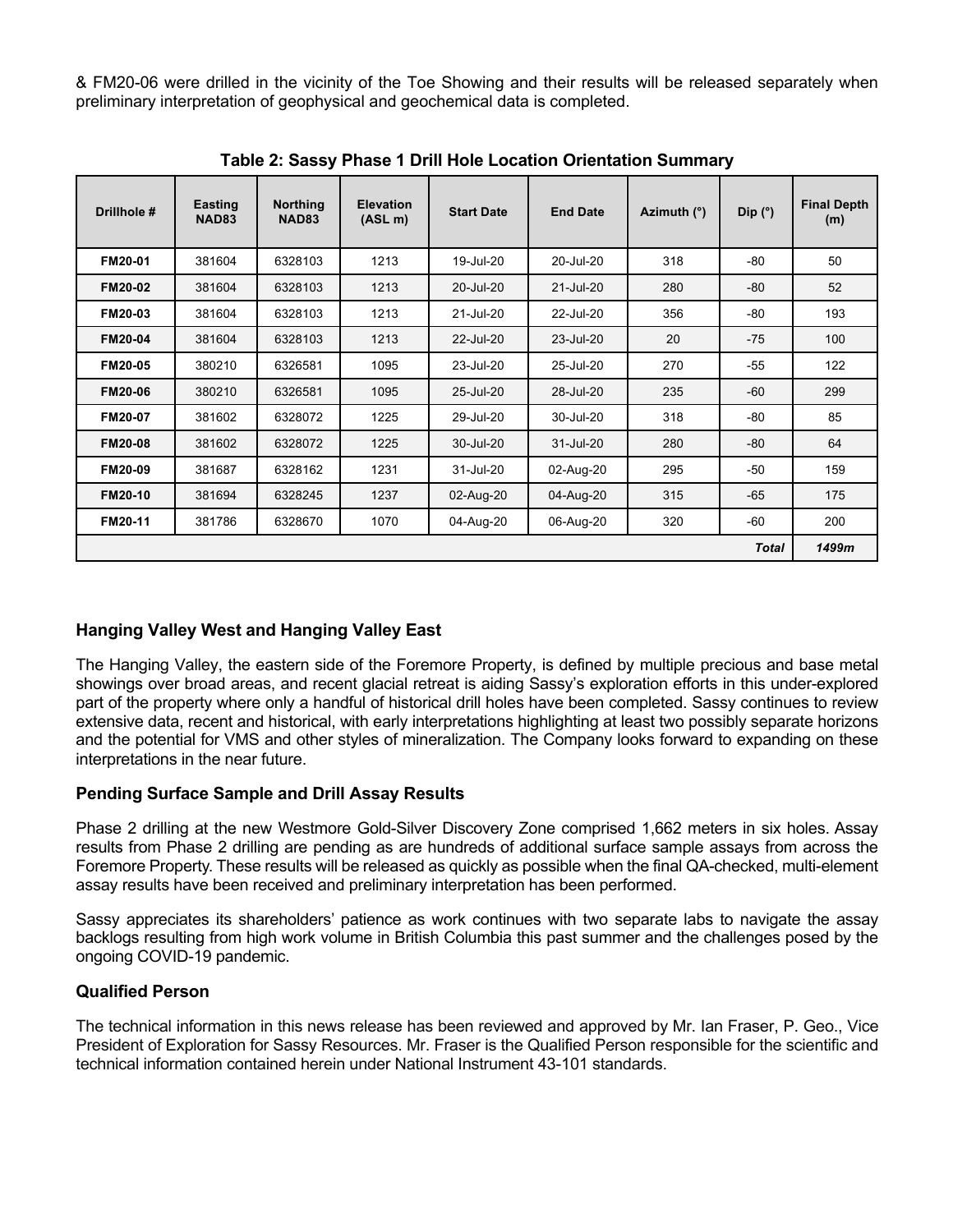& FM20-06 were drilled in the vicinity of the Toe Showing and their results will be released separately when preliminary interpretation of geophysical and geochemical data is completed.

**Table 2: Sassy Phase 1 Drill Hole Location Orientation Summary**

| Drillhole # | Easting NAD83 | Northing NAD83 | Elevation (ASL m) | Start Date | End Date | Azimuth (°) | Dip (°) | Final Depth (m) |
|---|---|---|---|---|---|---|---|---|
| **FM20-01** | 381604 | 6328103 | 1213 | 19-Jul-20 | 20-Jul-20 | 318 | -80 | 50 |
| **FM20-02** | 381604 | 6328103 | 1213 | 20-Jul-20 | 21-Jul-20 | 280 | -80 | 52 |
| **FM20-03** | 381604 | 6328103 | 1213 | 21-Jul-20 | 22-Jul-20 | 356 | -80 | 193 |
| **FM20-04** | 381604 | 6328103 | 1213 | 22-Jul-20 | 23-Jul-20 | 20 | -75 | 100 |
| **FM20-05** | 380210 | 6326581 | 1095 | 23-Jul-20 | 25-Jul-20 | 270 | -55 | 122 |
| **FM20-06** | 380210 | 6326581 | 1095 | 25-Jul-20 | 28-Jul-20 | 235 | -60 | 299 |
| **FM20-07** | 381602 | 6328072 | 1225 | 29-Jul-20 | 30-Jul-20 | 318 | -80 | 85 |
| **FM20-08** | 381602 | 6328072 | 1225 | 30-Jul-20 | 31-Jul-20 | 280 | -80 | 64 |
| **FM20-09** | 381687 | 6328162 | 1231 | 31-Jul-20 | 02-Aug-20 | 295 | -50 | 159 |
| **FM20-10** | 381694 | 6328245 | 1237 | 02-Aug-20 | 04-Aug-20 | 315 | -65 | 175 |
| **FM20-11** | 381786 | 6328670 | 1070 | 04-Aug-20 | 06-Aug-20 | 320 | -60 | 200 |
| | | | | | | | ***Total*** | ***1499m*** |

## Hanging Valley West and Hanging Valley East

The Hanging Valley, the eastern side of the Foremore Property, is defined by multiple precious and base metal showings over broad areas, and recent glacial retreat is aiding Sassy's exploration efforts in this under-explored part of the property where only a handful of historical drill holes have been completed. Sassy continues to review extensive data, recent and historical, with early interpretations highlighting at least two possibly separate horizons and the potential for VMS and other styles of mineralization. The Company looks forward to expanding on these interpretations in the near future.

## Pending Surface Sample and Drill Assay Results

Phase 2 drilling at the new Westmore Gold-Silver Discovery Zone comprised 1,662 meters in six holes. Assay results from Phase 2 drilling are pending as are hundreds of additional surface sample assays from across the Foremore Property. These results will be released as quickly as possible when the final QA-checked, multi-element assay results have been received and preliminary interpretation has been performed.

Sassy appreciates its shareholders' patience as work continues with two separate labs to navigate the assay backlogs resulting from high work volume in British Columbia this past summer and the challenges posed by the ongoing COVID-19 pandemic.

## Qualified Person

The technical information in this news release has been reviewed and approved by Mr. Ian Fraser, P. Geo., Vice President of Exploration for Sassy Resources. Mr. Fraser is the Qualified Person responsible for the scientific and technical information contained herein under National Instrument 43-101 standards.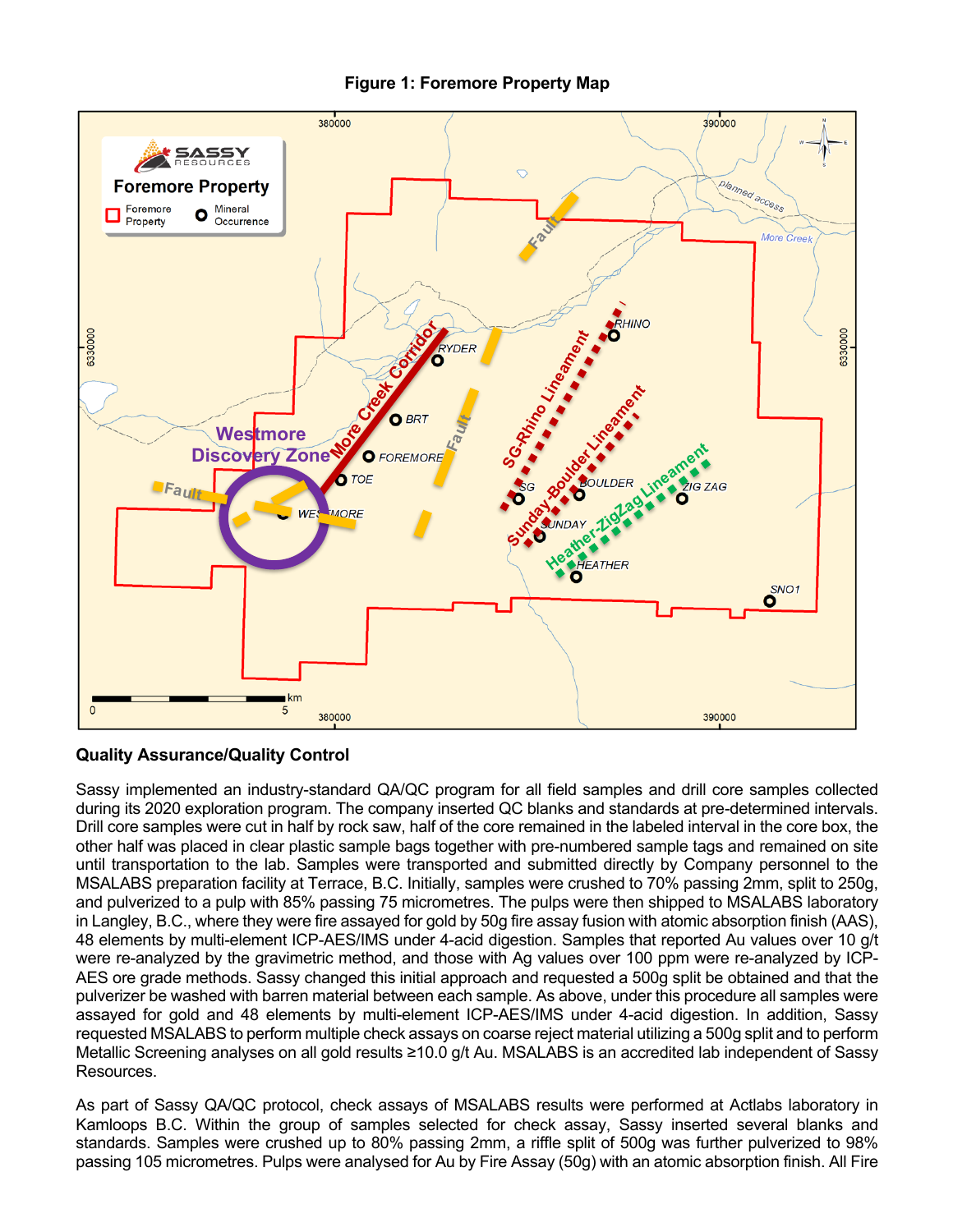**Figure 1: Foremore Property Map**

**Quality Assurance/Quality Control**

Sassy implemented an industry-standard QA/QC program for all field samples and drill core samples collected during its 2020 exploration program. The company inserted QC blanks and standards at pre-determined intervals. Drill core samples were cut in half by rock saw, half of the core remained in the labeled interval in the core box, the other half was placed in clear plastic sample bags together with pre-numbered sample tags and remained on site until transportation to the lab. Samples were transported and submitted directly by Company personnel to the MSALABS preparation facility at Terrace, B.C. Initially, samples were crushed to 70% passing 2mm, split to 250g, and pulverized to a pulp with 85% passing 75 micrometres. The pulps were then shipped to MSALABS laboratory in Langley, B.C., where they were fire assayed for gold by 50g fire assay fusion with atomic absorption finish (AAS), 48 elements by multi-element ICP-AES/IMS under 4-acid digestion. Samples that reported Au values over 10 g/t were re-analyzed by the gravimetric method, and those with Ag values over 100 ppm were re-analyzed by ICP-AES ore grade methods. Sassy changed this initial approach and requested a 500g split be obtained and that the pulverizer be washed with barren material between each sample. As above, under this procedure all samples were assayed for gold and 48 elements by multi-element ICP-AES/IMS under 4-acid digestion. In addition, Sassy requested MSALABS to perform multiple check assays on coarse reject material utilizing a 500g split and to perform Metallic Screening analyses on all gold results ≥10.0 g/t Au. MSALABS is an accredited lab independent of Sassy Resources.

As part of Sassy QA/QC protocol, check assays of MSALABS results were performed at Actlabs laboratory in Kamloops B.C. Within the group of samples selected for check assay, Sassy inserted several blanks and standards. Samples were crushed up to 80% passing 2mm, a riffle split of 500g was further pulverized to 98% passing 105 micrometres. Pulps were analysed for Au by Fire Assay (50g) with an atomic absorption finish. All Fire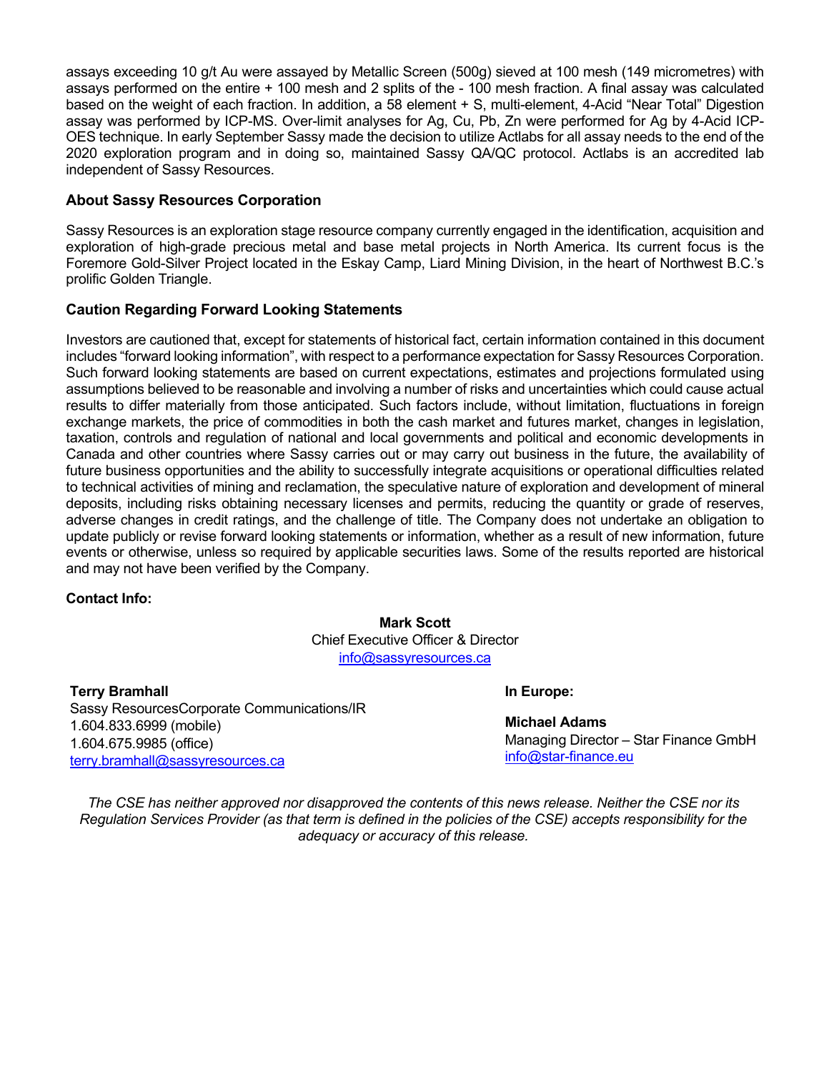assays exceeding 10 g/t Au were assayed by Metallic Screen (500g) sieved at 100 mesh (149 micrometres) with assays performed on the entire + 100 mesh and 2 splits of the - 100 mesh fraction. A final assay was calculated based on the weight of each fraction. In addition, a 58 element + S, multi-element, 4-Acid "Near Total" Digestion assay was performed by ICP-MS. Over-limit analyses for Ag, Cu, Pb, Zn were performed for Ag by 4-Acid ICP-OES technique. In early September Sassy made the decision to utilize Actlabs for all assay needs to the end of the 2020 exploration program and in doing so, maintained Sassy QA/QC protocol. Actlabs is an accredited lab independent of Sassy Resources.

### About Sassy Resources Corporation

Sassy Resources is an exploration stage resource company currently engaged in the identification, acquisition and exploration of high-grade precious metal and base metal projects in North America. Its current focus is the Foremore Gold-Silver Project located in the Eskay Camp, Liard Mining Division, in the heart of Northwest B.C.'s prolific Golden Triangle.

### Caution Regarding Forward Looking Statements

Investors are cautioned that, except for statements of historical fact, certain information contained in this document includes "forward looking information", with respect to a performance expectation for Sassy Resources Corporation. Such forward looking statements are based on current expectations, estimates and projections formulated using assumptions believed to be reasonable and involving a number of risks and uncertainties which could cause actual results to differ materially from those anticipated. Such factors include, without limitation, fluctuations in foreign exchange markets, the price of commodities in both the cash market and futures market, changes in legislation, taxation, controls and regulation of national and local governments and political and economic developments in Canada and other countries where Sassy carries out or may carry out business in the future, the availability of future business opportunities and the ability to successfully integrate acquisitions or operational difficulties related to technical activities of mining and reclamation, the speculative nature of exploration and development of mineral deposits, including risks obtaining necessary licenses and permits, reducing the quantity or grade of reserves, adverse changes in credit ratings, and the challenge of title. The Company does not undertake an obligation to update publicly or revise forward looking statements or information, whether as a result of new information, future events or otherwise, unless so required by applicable securities laws. Some of the results reported are historical and may not have been verified by the Company.

**Contact Info:**

**Mark Scott**
Chief Executive Officer & Director
info@sassyresources.ca

**Terry Bramhall**
Sassy ResourcesCorporate Communications/IR
1.604.833.6999 (mobile)
1.604.675.9985 (office)
terry.bramhall@sassyresources.ca

**In Europe:**

**Michael Adams**
Managing Director – Star Finance GmbH
info@star-finance.eu

*The CSE has neither approved nor disapproved the contents of this news release. Neither the CSE nor its Regulation Services Provider (as that term is defined in the policies of the CSE) accepts responsibility for the adequacy or accuracy of this release.*